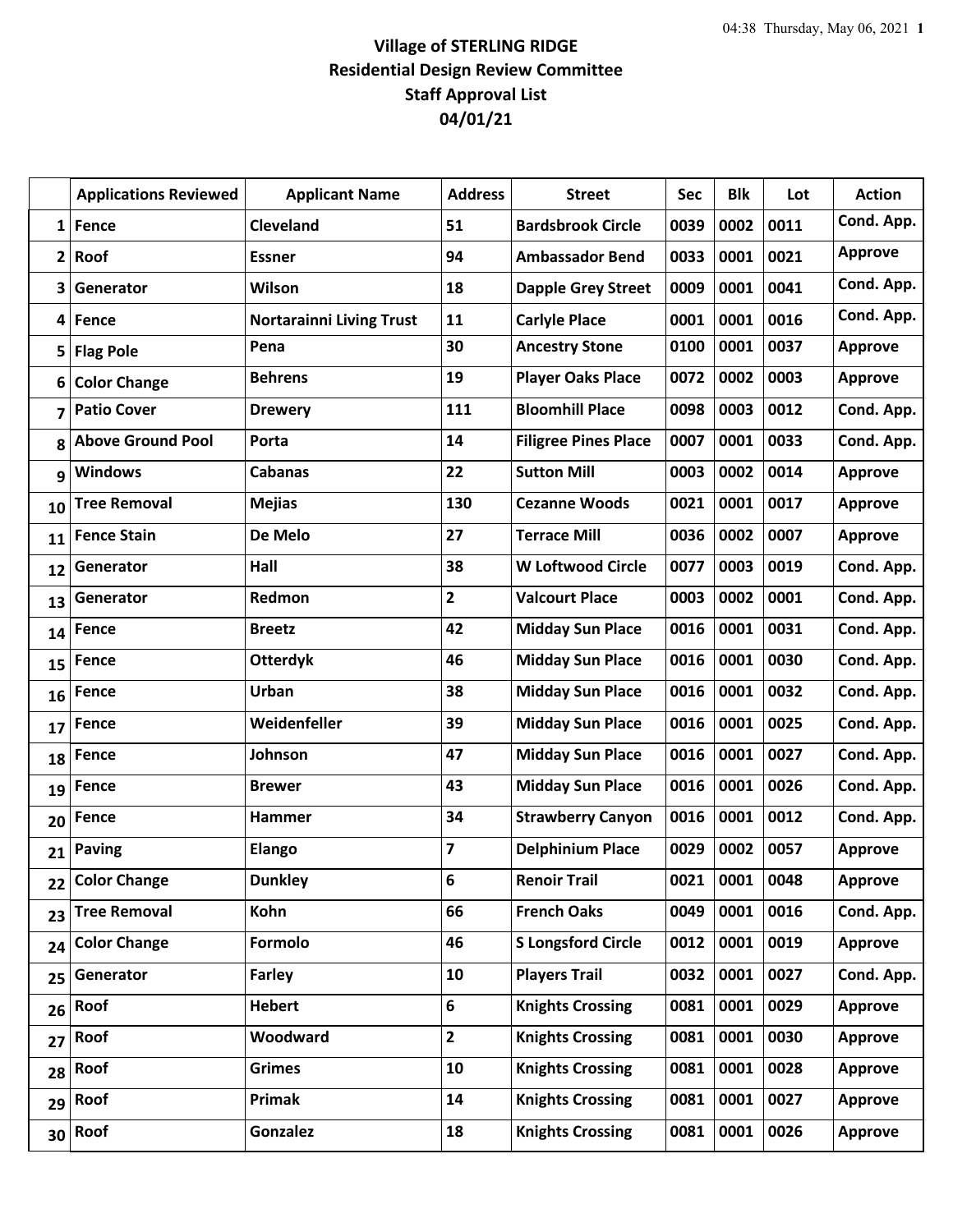**Village of STERLING RIDGE**
**Residential Design Review Committee**
**Staff Approval List**
**04/01/21**

| | Applications Reviewed | Applicant Name | Address | Street | Sec | Blk | Lot | Action |
|---|---|---|---|---|---|---|---|---|
| 1 | Fence | Cleveland | 51 | Bardsbrook Circle | 0039 | 0002 | 0011 | Cond. App. |
| 2 | Roof | Essner | 94 | Ambassador Bend | 0033 | 0001 | 0021 | Approve |
| 3 | Generator | Wilson | 18 | Dapple Grey Street | 0009 | 0001 | 0041 | Cond. App. |
| 4 | Fence | Nortarainni Living Trust | 11 | Carlyle Place | 0001 | 0001 | 0016 | Cond. App. |
| 5 | Flag Pole | Pena | 30 | Ancestry Stone | 0100 | 0001 | 0037 | Approve |
| 6 | Color Change | Behrens | 19 | Player Oaks Place | 0072 | 0002 | 0003 | Approve |
| 7 | Patio Cover | Drewery | 111 | Bloomhill Place | 0098 | 0003 | 0012 | Cond. App. |
| 8 | Above Ground Pool | Porta | 14 | Filigree Pines Place | 0007 | 0001 | 0033 | Cond. App. |
| 9 | Windows | Cabanas | 22 | Sutton Mill | 0003 | 0002 | 0014 | Approve |
| 10 | Tree Removal | Mejias | 130 | Cezanne Woods | 0021 | 0001 | 0017 | Approve |
| 11 | Fence Stain | De Melo | 27 | Terrace Mill | 0036 | 0002 | 0007 | Approve |
| 12 | Generator | Hall | 38 | W Loftwood Circle | 0077 | 0003 | 0019 | Cond. App. |
| 13 | Generator | Redmon | 2 | Valcourt Place | 0003 | 0002 | 0001 | Cond. App. |
| 14 | Fence | Breetz | 42 | Midday Sun Place | 0016 | 0001 | 0031 | Cond. App. |
| 15 | Fence | Otterdyk | 46 | Midday Sun Place | 0016 | 0001 | 0030 | Cond. App. |
| 16 | Fence | Urban | 38 | Midday Sun Place | 0016 | 0001 | 0032 | Cond. App. |
| 17 | Fence | Weidenfeller | 39 | Midday Sun Place | 0016 | 0001 | 0025 | Cond. App. |
| 18 | Fence | Johnson | 47 | Midday Sun Place | 0016 | 0001 | 0027 | Cond. App. |
| 19 | Fence | Brewer | 43 | Midday Sun Place | 0016 | 0001 | 0026 | Cond. App. |
| 20 | Fence | Hammer | 34 | Strawberry Canyon | 0016 | 0001 | 0012 | Cond. App. |
| 21 | Paving | Elango | 7 | Delphinium Place | 0029 | 0002 | 0057 | Approve |
| 22 | Color Change | Dunkley | 6 | Renoir Trail | 0021 | 0001 | 0048 | Approve |
| 23 | Tree Removal | Kohn | 66 | French Oaks | 0049 | 0001 | 0016 | Cond. App. |
| 24 | Color Change | Formolo | 46 | S Longsford Circle | 0012 | 0001 | 0019 | Approve |
| 25 | Generator | Farley | 10 | Players Trail | 0032 | 0001 | 0027 | Cond. App. |
| 26 | Roof | Hebert | 6 | Knights Crossing | 0081 | 0001 | 0029 | Approve |
| 27 | Roof | Woodward | 2 | Knights Crossing | 0081 | 0001 | 0030 | Approve |
| 28 | Roof | Grimes | 10 | Knights Crossing | 0081 | 0001 | 0028 | Approve |
| 29 | Roof | Primak | 14 | Knights Crossing | 0081 | 0001 | 0027 | Approve |
| 30 | Roof | Gonzalez | 18 | Knights Crossing | 0081 | 0001 | 0026 | Approve |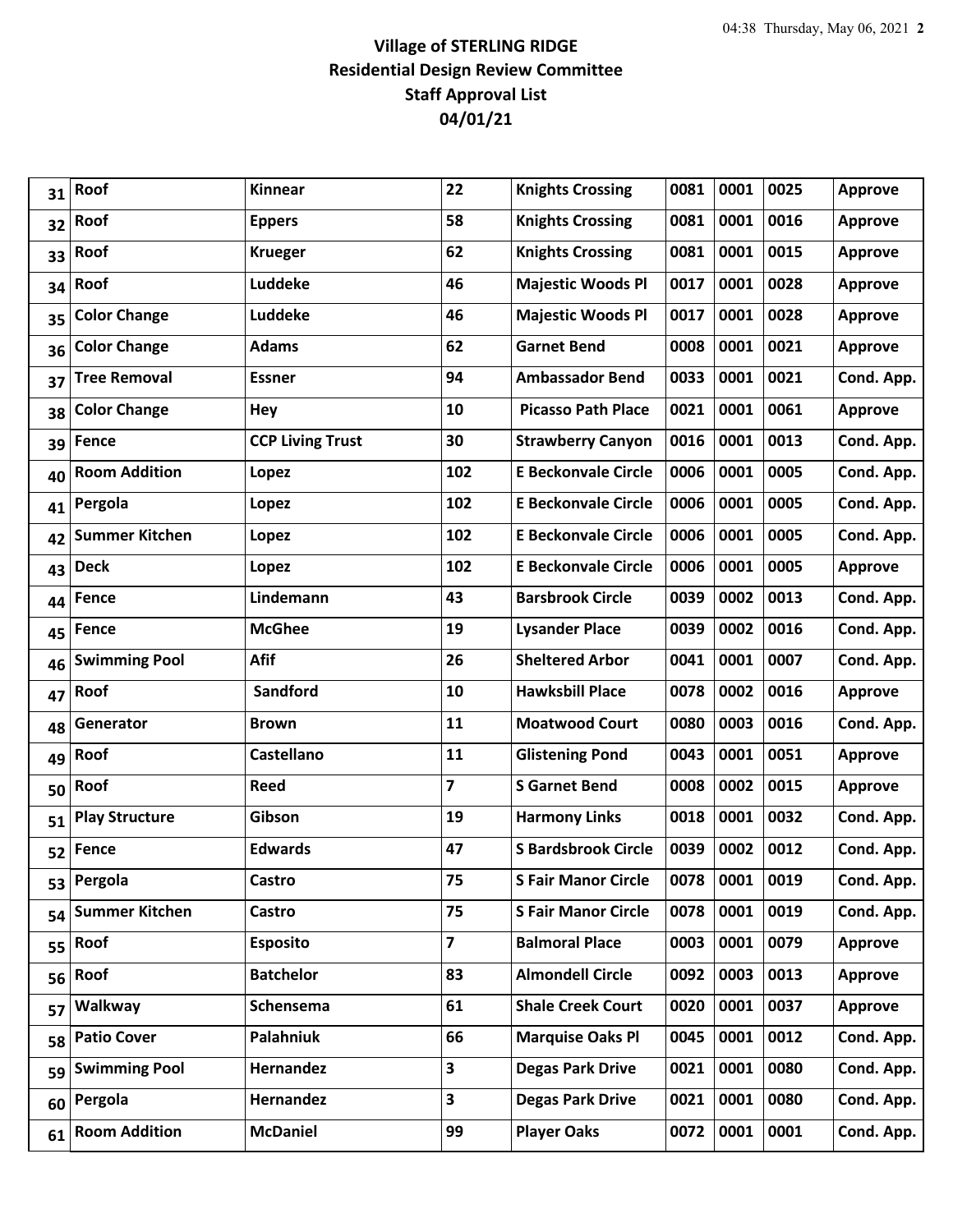**Village of STERLING RIDGE**
**Residential Design Review Committee**
**Staff Approval List**
**04/01/21**

| | | | | | | | | |
|---|---|---|---|---|---|---|---|---|
| 31 | Roof | Kinnear | 22 | Knights Crossing | 0081 | 0001 | 0025 | Approve |
| 32 | Roof | Eppers | 58 | Knights Crossing | 0081 | 0001 | 0016 | Approve |
| 33 | Roof | Krueger | 62 | Knights Crossing | 0081 | 0001 | 0015 | Approve |
| 34 | Roof | Luddeke | 46 | Majestic Woods Pl | 0017 | 0001 | 0028 | Approve |
| 35 | Color Change | Luddeke | 46 | Majestic Woods Pl | 0017 | 0001 | 0028 | Approve |
| 36 | Color Change | Adams | 62 | Garnet Bend | 0008 | 0001 | 0021 | Approve |
| 37 | Tree Removal | Essner | 94 | Ambassador Bend | 0033 | 0001 | 0021 | Cond. App. |
| 38 | Color Change | Hey | 10 | Picasso Path Place | 0021 | 0001 | 0061 | Approve |
| 39 | Fence | CCP Living Trust | 30 | Strawberry Canyon | 0016 | 0001 | 0013 | Cond. App. |
| 40 | Room Addition | Lopez | 102 | E Beckonvale Circle | 0006 | 0001 | 0005 | Cond. App. |
| 41 | Pergola | Lopez | 102 | E Beckonvale Circle | 0006 | 0001 | 0005 | Cond. App. |
| 42 | Summer Kitchen | Lopez | 102 | E Beckonvale Circle | 0006 | 0001 | 0005 | Cond. App. |
| 43 | Deck | Lopez | 102 | E Beckonvale Circle | 0006 | 0001 | 0005 | Approve |
| 44 | Fence | Lindemann | 43 | Barsbrook Circle | 0039 | 0002 | 0013 | Cond. App. |
| 45 | Fence | McGhee | 19 | Lysander Place | 0039 | 0002 | 0016 | Cond. App. |
| 46 | Swimming Pool | Afif | 26 | Sheltered Arbor | 0041 | 0001 | 0007 | Cond. App. |
| 47 | Roof | Sandford | 10 | Hawksbill Place | 0078 | 0002 | 0016 | Approve |
| 48 | Generator | Brown | 11 | Moatwood Court | 0080 | 0003 | 0016 | Cond. App. |
| 49 | Roof | Castellano | 11 | Glistening Pond | 0043 | 0001 | 0051 | Approve |
| 50 | Roof | Reed | 7 | S Garnet Bend | 0008 | 0002 | 0015 | Approve |
| 51 | Play Structure | Gibson | 19 | Harmony Links | 0018 | 0001 | 0032 | Cond. App. |
| 52 | Fence | Edwards | 47 | S Bardsbrook Circle | 0039 | 0002 | 0012 | Cond. App. |
| 53 | Pergola | Castro | 75 | S Fair Manor Circle | 0078 | 0001 | 0019 | Cond. App. |
| 54 | Summer Kitchen | Castro | 75 | S Fair Manor Circle | 0078 | 0001 | 0019 | Cond. App. |
| 55 | Roof | Esposito | 7 | Balmoral Place | 0003 | 0001 | 0079 | Approve |
| 56 | Roof | Batchelor | 83 | Almondell Circle | 0092 | 0003 | 0013 | Approve |
| 57 | Walkway | Schensema | 61 | Shale Creek Court | 0020 | 0001 | 0037 | Approve |
| 58 | Patio Cover | Palahniuk | 66 | Marquise Oaks Pl | 0045 | 0001 | 0012 | Cond. App. |
| 59 | Swimming Pool | Hernandez | 3 | Degas Park Drive | 0021 | 0001 | 0080 | Cond. App. |
| 60 | Pergola | Hernandez | 3 | Degas Park Drive | 0021 | 0001 | 0080 | Cond. App. |
| 61 | Room Addition | McDaniel | 99 | Player Oaks | 0072 | 0001 | 0001 | Cond. App. |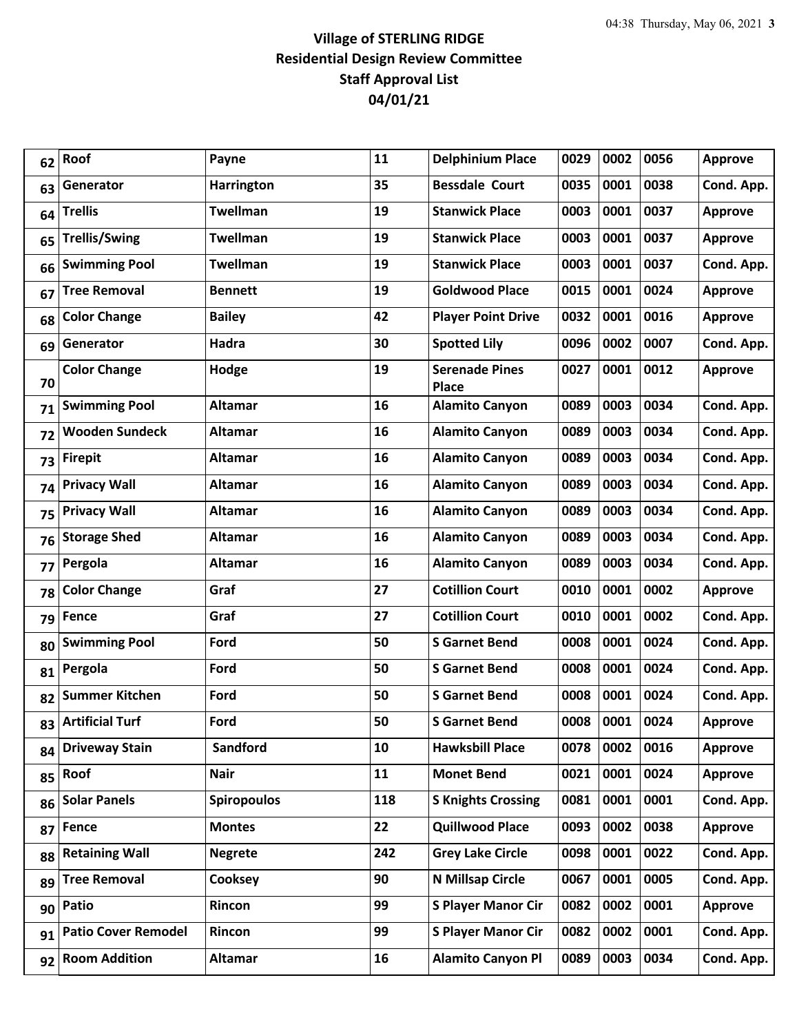**Village of STERLING RIDGE**
**Residential Design Review Committee**
**Staff Approval List**
**04/01/21**

| | | | | | | | | |
|---|---|---|---|---|---|---|---|---|
| 62 | Roof | Payne | 11 | Delphinium Place | 0029 | 0002 | 0056 | Approve |
| 63 | Generator | Harrington | 35 | Bessdale Court | 0035 | 0001 | 0038 | Cond. App. |
| 64 | Trellis | Twellman | 19 | Stanwick Place | 0003 | 0001 | 0037 | Approve |
| 65 | Trellis/Swing | Twellman | 19 | Stanwick Place | 0003 | 0001 | 0037 | Approve |
| 66 | Swimming Pool | Twellman | 19 | Stanwick Place | 0003 | 0001 | 0037 | Cond. App. |
| 67 | Tree Removal | Bennett | 19 | Goldwood Place | 0015 | 0001 | 0024 | Approve |
| 68 | Color Change | Bailey | 42 | Player Point Drive | 0032 | 0001 | 0016 | Approve |
| 69 | Generator | Hadra | 30 | Spotted Lily | 0096 | 0002 | 0007 | Cond. App. |
| 70 | Color Change | Hodge | 19 | Serenade Pines Place | 0027 | 0001 | 0012 | Approve |
| 71 | Swimming Pool | Altamar | 16 | Alamito Canyon | 0089 | 0003 | 0034 | Cond. App. |
| 72 | Wooden Sundeck | Altamar | 16 | Alamito Canyon | 0089 | 0003 | 0034 | Cond. App. |
| 73 | Firepit | Altamar | 16 | Alamito Canyon | 0089 | 0003 | 0034 | Cond. App. |
| 74 | Privacy Wall | Altamar | 16 | Alamito Canyon | 0089 | 0003 | 0034 | Cond. App. |
| 75 | Privacy Wall | Altamar | 16 | Alamito Canyon | 0089 | 0003 | 0034 | Cond. App. |
| 76 | Storage Shed | Altamar | 16 | Alamito Canyon | 0089 | 0003 | 0034 | Cond. App. |
| 77 | Pergola | Altamar | 16 | Alamito Canyon | 0089 | 0003 | 0034 | Cond. App. |
| 78 | Color Change | Graf | 27 | Cotillion Court | 0010 | 0001 | 0002 | Approve |
| 79 | Fence | Graf | 27 | Cotillion Court | 0010 | 0001 | 0002 | Cond. App. |
| 80 | Swimming Pool | Ford | 50 | S Garnet Bend | 0008 | 0001 | 0024 | Cond. App. |
| 81 | Pergola | Ford | 50 | S Garnet Bend | 0008 | 0001 | 0024 | Cond. App. |
| 82 | Summer Kitchen | Ford | 50 | S Garnet Bend | 0008 | 0001 | 0024 | Cond. App. |
| 83 | Artificial Turf | Ford | 50 | S Garnet Bend | 0008 | 0001 | 0024 | Approve |
| 84 | Driveway Stain | Sandford | 10 | Hawksbill Place | 0078 | 0002 | 0016 | Approve |
| 85 | Roof | Nair | 11 | Monet Bend | 0021 | 0001 | 0024 | Approve |
| 86 | Solar Panels | Spiropoulos | 118 | S Knights Crossing | 0081 | 0001 | 0001 | Cond. App. |
| 87 | Fence | Montes | 22 | Quillwood Place | 0093 | 0002 | 0038 | Approve |
| 88 | Retaining Wall | Negrete | 242 | Grey Lake Circle | 0098 | 0001 | 0022 | Cond. App. |
| 89 | Tree Removal | Cooksey | 90 | N Millsap Circle | 0067 | 0001 | 0005 | Cond. App. |
| 90 | Patio | Rincon | 99 | S Player Manor Cir | 0082 | 0002 | 0001 | Approve |
| 91 | Patio Cover Remodel | Rincon | 99 | S Player Manor Cir | 0082 | 0002 | 0001 | Cond. App. |
| 92 | Room Addition | Altamar | 16 | Alamito Canyon Pl | 0089 | 0003 | 0034 | Cond. App. |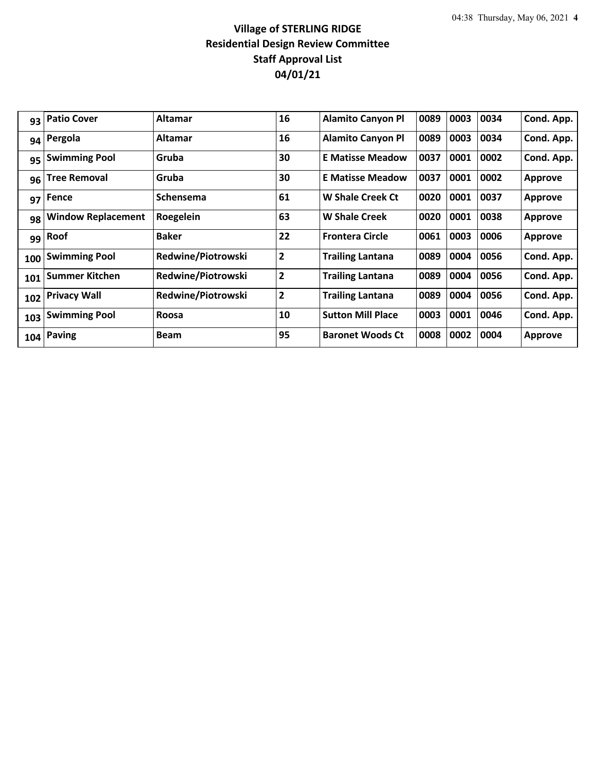# Village of STERLING RIDGE
## Residential Design Review Committee
## Staff Approval List
## 04/01/21

| | | | | | | | | |
|---|---|---|---|---|---|---|---|---|
| 93 | **Patio Cover** | **Altamar** | **16** | **Alamito Canyon Pl** | **0089** | **0003** | **0034** | **Cond. App.** |
| 94 | **Pergola** | **Altamar** | **16** | **Alamito Canyon Pl** | **0089** | **0003** | **0034** | **Cond. App.** |
| 95 | **Swimming Pool** | **Gruba** | **30** | **E Matisse Meadow** | **0037** | **0001** | **0002** | **Cond. App.** |
| 96 | **Tree Removal** | **Gruba** | **30** | **E Matisse Meadow** | **0037** | **0001** | **0002** | **Approve** |
| 97 | **Fence** | **Schensema** | **61** | **W Shale Creek Ct** | **0020** | **0001** | **0037** | **Approve** |
| 98 | **Window Replacement** | **Roegelein** | **63** | **W Shale Creek** | **0020** | **0001** | **0038** | **Approve** |
| 99 | **Roof** | **Baker** | **22** | **Frontera Circle** | **0061** | **0003** | **0006** | **Approve** |
| 100 | **Swimming Pool** | **Redwine/Piotrowski** | **2** | **Trailing Lantana** | **0089** | **0004** | **0056** | **Cond. App.** |
| 101 | **Summer Kitchen** | **Redwine/Piotrowski** | **2** | **Trailing Lantana** | **0089** | **0004** | **0056** | **Cond. App.** |
| 102 | **Privacy Wall** | **Redwine/Piotrowski** | **2** | **Trailing Lantana** | **0089** | **0004** | **0056** | **Cond. App.** |
| 103 | **Swimming Pool** | **Roosa** | **10** | **Sutton Mill Place** | **0003** | **0001** | **0046** | **Cond. App.** |
| 104 | **Paving** | **Beam** | **95** | **Baronet Woods Ct** | **0008** | **0002** | **0004** | **Approve** |